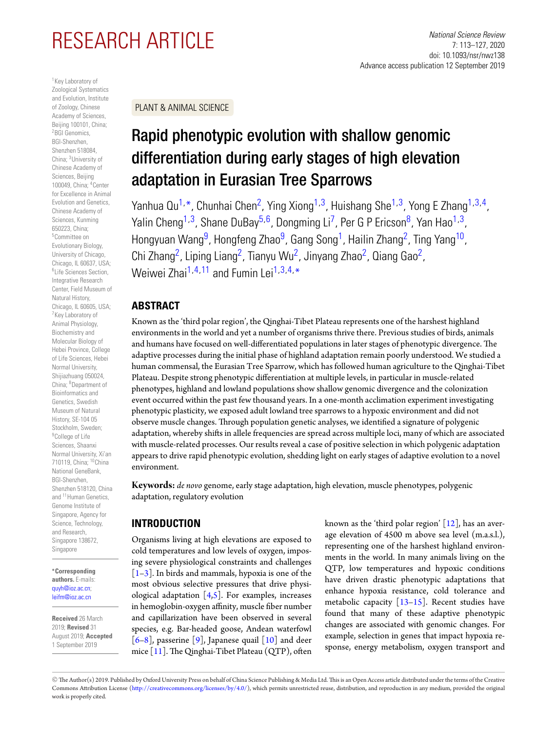RESEARCH ARTICLE

PLANT & ANIMAL SCIENCE

# Rapid phenotypic evolution with shallow genomic differentiation during early stages of high elevation adaptation in Eurasian Tree Sparrows

Yanhua Qu[1,*], Chunhai Chen[2], Ying Xiong[1,3], Huishang She[1,3], Yong E Zhang[1,3,4], Yalin Cheng[1,3], Shane DuBay[5,6], Dongming Li[7], Per G P Ericson[8], Yan Hao[1,3], Hongyuan Wang[9], Hongfeng Zhao[9], Gang Song[1], Hailin Zhang[2], Ting Yang[10], Chi Zhang[2], Liping Liang[2], Tianyu Wu[2], Jinyang Zhao[2], Qiang Gao[2], Weiwei Zhai[1,4,11] and Fumin Lei[1,3,4,*]

[1]Key Laboratory of Zoological Systematics and Evolution, Institute of Zoology, Chinese Academy of Sciences, Beijing 100101, China; [2]BGI Genomics, BGI-Shenzhen, Shenzhen 518084, China; [3]University of Chinese Academy of Sciences, Beijing 100049, China; [4]Center for Excellence in Animal Evolution and Genetics, Chinese Academy of Sciences, Kunming 650223, China; [5]Committee on Evolutionary Biology, University of Chicago, Chicago, IL 60637, USA; [6]Life Sciences Section, Integrative Research Center, Field Museum of Natural History, Chicago, IL 60605, USA; [7]Key Laboratory of Animal Physiology, Biochemistry and Molecular Biology of Hebei Province, College of Life Sciences, Hebei Normal University, Shijiazhuang 050024, China; [8]Department of Bioinformatics and Genetics, Swedish Museum of Natural History, SE-104 05 Stockholm, Sweden; [9]College of Life Sciences, Shaanxi Normal University, Xi'an 710119, China; [10]China National GeneBank, BGI-Shenzhen, Shenzhen 518120, China and [11]Human Genetics, Genome Institute of Singapore, Agency for Science, Technology, and Research, Singapore 138672, Singapore

**\*Corresponding authors.** E-mails: quyh@ioz.ac.cn; leifm@ioz.ac.cn

**Received** 26 March 2019; **Revised** 31 August 2019; **Accepted** 1 September 2019

## ABSTRACT

Known as the 'third polar region', the Qinghai-Tibet Plateau represents one of the harshest highland environments in the world and yet a number of organisms thrive there. Previous studies of birds, animals and humans have focused on well-differentiated populations in later stages of phenotypic divergence. The adaptive processes during the initial phase of highland adaptation remain poorly understood. We studied a human commensal, the Eurasian Tree Sparrow, which has followed human agriculture to the Qinghai-Tibet Plateau. Despite strong phenotypic differentiation at multiple levels, in particular in muscle-related phenotypes, highland and lowland populations show shallow genomic divergence and the colonization event occurred within the past few thousand years. In a one-month acclimation experiment investigating phenotypic plasticity, we exposed adult lowland tree sparrows to a hypoxic environment and did not observe muscle changes. Through population genetic analyses, we identified a signature of polygenic adaptation, whereby shifts in allele frequencies are spread across multiple loci, many of which are associated with muscle-related processes. Our results reveal a case of positive selection in which polygenic adaptation appears to drive rapid phenotypic evolution, shedding light on early stages of adaptive evolution to a novel environment.

**Keywords:** *de novo* genome, early stage adaptation, high elevation, muscle phenotypes, polygenic adaptation, regulatory evolution

## INTRODUCTION

Organisms living at high elevations are exposed to cold temperatures and low levels of oxygen, imposing severe physiological constraints and challenges [1–3]. In birds and mammals, hypoxia is one of the most obvious selective pressures that drive physiological adaptation [4,5]. For examples, increases in hemoglobin-oxygen affinity, muscle fiber number and capillarization have been observed in several species, e.g. Bar-headed goose, Andean waterfowl [6–8], passerine [9], Japanese quail [10] and deer mice [11]. The Qinghai-Tibet Plateau (QTP), often known as the 'third polar region' [12], has an average elevation of 4500 m above sea level (m.a.s.l.), representing one of the harshest highland environments in the world. In many animals living on the QTP, low temperatures and hypoxic conditions have driven drastic phenotypic adaptations that enhance hypoxia resistance, cold tolerance and metabolic capacity [13–15]. Recent studies have found that many of these adaptive phenotypic changes are associated with genomic changes. For example, selection in genes that impact hypoxia response, energy metabolism, oxygen transport and

© The Author(s) 2019. Published by Oxford University Press on behalf of China Science Publishing & Media Ltd. This is an Open Access article distributed under the terms of the Creative Commons Attribution License (http://creativecommons.org/licenses/by/4.0/), which permits unrestricted reuse, distribution, and reproduction in any medium, provided the original work is properly cited.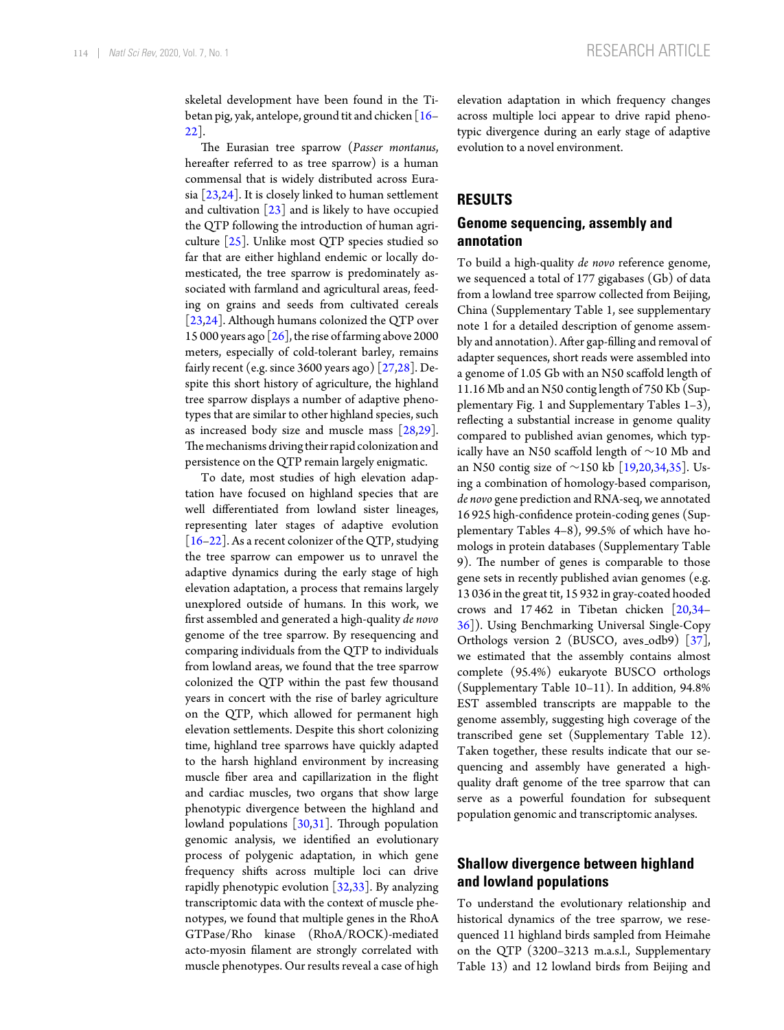skeletal development have been found in the Tibetan pig, yak, antelope, ground tit and chicken [16–22].

The Eurasian tree sparrow (*Passer montanus*, hereafter referred to as tree sparrow) is a human commensal that is widely distributed across Eurasia [23,24]. It is closely linked to human settlement and cultivation [23] and is likely to have occupied the QTP following the introduction of human agriculture [25]. Unlike most QTP species studied so far that are either highland endemic or locally domesticated, the tree sparrow is predominately associated with farmland and agricultural areas, feeding on grains and seeds from cultivated cereals [23,24]. Although humans colonized the QTP over 15 000 years ago [26], the rise of farming above 2000 meters, especially of cold-tolerant barley, remains fairly recent (e.g. since 3600 years ago) [27,28]. Despite this short history of agriculture, the highland tree sparrow displays a number of adaptive phenotypes that are similar to other highland species, such as increased body size and muscle mass [28,29]. The mechanisms driving their rapid colonization and persistence on the QTP remain largely enigmatic.

To date, most studies of high elevation adaptation have focused on highland species that are well differentiated from lowland sister lineages, representing later stages of adaptive evolution [16–22]. As a recent colonizer of the QTP, studying the tree sparrow can empower us to unravel the adaptive dynamics during the early stage of high elevation adaptation, a process that remains largely unexplored outside of humans. In this work, we first assembled and generated a high-quality *de novo* genome of the tree sparrow. By resequencing and comparing individuals from the QTP to individuals from lowland areas, we found that the tree sparrow colonized the QTP within the past few thousand years in concert with the rise of barley agriculture on the QTP, which allowed for permanent high elevation settlements. Despite this short colonizing time, highland tree sparrows have quickly adapted to the harsh highland environment by increasing muscle fiber area and capillarization in the flight and cardiac muscles, two organs that show large phenotypic divergence between the highland and lowland populations [30,31]. Through population genomic analysis, we identified an evolutionary process of polygenic adaptation, in which gene frequency shifts across multiple loci can drive rapidly phenotypic evolution [32,33]. By analyzing transcriptomic data with the context of muscle phenotypes, we found that multiple genes in the RhoA GTPase/Rho kinase (RhoA/ROCK)-mediated acto-myosin filament are strongly correlated with muscle phenotypes. Our results reveal a case of high elevation adaptation in which frequency changes across multiple loci appear to drive rapid phenotypic divergence during an early stage of adaptive evolution to a novel environment.

## RESULTS

### Genome sequencing, assembly and annotation

To build a high-quality *de novo* reference genome, we sequenced a total of 177 gigabases (Gb) of data from a lowland tree sparrow collected from Beijing, China (Supplementary Table 1, see supplementary note 1 for a detailed description of genome assembly and annotation). After gap-filling and removal of adapter sequences, short reads were assembled into a genome of 1.05 Gb with an N50 scaffold length of 11.16 Mb and an N50 contig length of 750 Kb (Supplementary Fig. 1 and Supplementary Tables 1–3), reflecting a substantial increase in genome quality compared to published avian genomes, which typically have an N50 scaffold length of ~10 Mb and an N50 contig size of ~150 kb [19,20,34,35]. Using a combination of homology-based comparison, *de novo* gene prediction and RNA-seq, we annotated 16 925 high-confidence protein-coding genes (Supplementary Tables 4–8), 99.5% of which have homologs in protein databases (Supplementary Table 9). The number of genes is comparable to those gene sets in recently published avian genomes (e.g. 13 036 in the great tit, 15 932 in gray-coated hooded crows and 17 462 in Tibetan chicken [20,34–36]). Using Benchmarking Universal Single-Copy Orthologs version 2 (BUSCO, aves_odb9) [37], we estimated that the assembly contains almost complete (95.4%) eukaryote BUSCO orthologs (Supplementary Table 10–11). In addition, 94.8% EST assembled transcripts are mappable to the genome assembly, suggesting high coverage of the transcribed gene set (Supplementary Table 12). Taken together, these results indicate that our sequencing and assembly have generated a high-quality draft genome of the tree sparrow that can serve as a powerful foundation for subsequent population genomic and transcriptomic analyses.

### Shallow divergence between highland and lowland populations

To understand the evolutionary relationship and historical dynamics of the tree sparrow, we resequenced 11 highland birds sampled from Heimahe on the QTP (3200–3213 m.a.s.l., Supplementary Table 13) and 12 lowland birds from Beijing and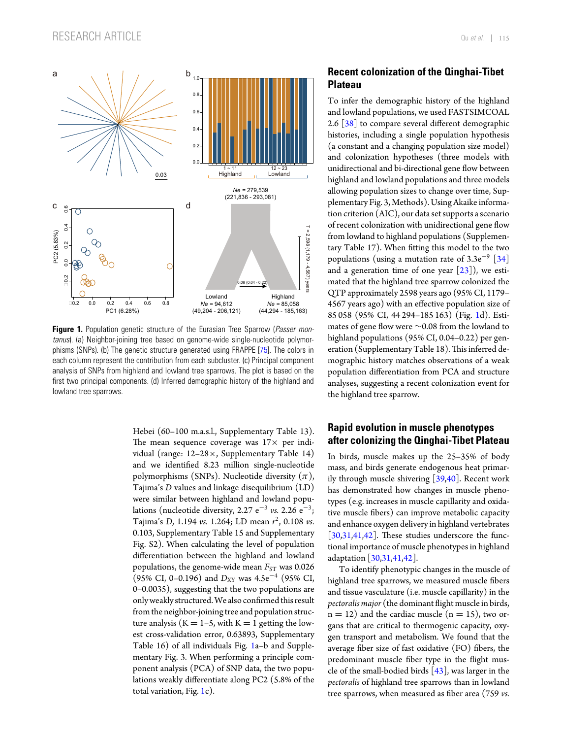**Figure 1.** Population genetic structure of the Eurasian Tree Sparrow (*Passer montanus*). (a) Neighbor-joining tree based on genome-wide single-nucleotide polymorphisms (SNPs). (b) The genetic structure generated using FRAPPE [75]. The colors in each column represent the contribution from each subcluster. (c) Principal component analysis of SNPs from highland and lowland tree sparrows. The plot is based on the first two principal components. (d) Inferred demographic history of the highland and lowland tree sparrows.

Hebei (60–100 m.a.s.l., Supplementary Table 13). The mean sequence coverage was 17× per individual (range: 12–28×, Supplementary Table 14) and we identified 8.23 million single-nucleotide polymorphisms (SNPs). Nucleotide diversity ($\pi$), Tajima's *D* values and linkage disequilibrium (LD) were similar between highland and lowland populations (nucleotide diversity, 2.27 $e^{-3}$ *vs.* 2.26 $e^{-3}$; Tajima's *D*, 1.194 *vs.* 1.264; LD mean $r^2$, 0.108 *vs.* 0.103, Supplementary Table 15 and Supplementary Fig. S2). When calculating the level of population differentiation between the highland and lowland populations, the genome-wide mean $F_{ST}$ was 0.026 (95% CI, 0–0.196) and $D_{XY}$ was 4.5$e^{-4}$ (95% CI, 0–0.0035), suggesting that the two populations are only weakly structured. We also confirmed this result from the neighbor-joining tree and population structure analysis (K = 1–5, with K = 1 getting the lowest cross-validation error, 0.63893, Supplementary Table 16) of all individuals Fig. 1a–b and Supplementary Fig. 3. When performing a principle component analysis (PCA) of SNP data, the two populations weakly differentiate along PC2 (5.8% of the total variation, Fig. 1c).

## Recent colonization of the Qinghai-Tibet Plateau

To infer the demographic history of the highland and lowland populations, we used FASTSIMCOAL 2.6 [38] to compare several different demographic histories, including a single population hypothesis (a constant and a changing population size model) and colonization hypotheses (three models with unidirectional and bi-directional gene flow between highland and lowland populations and three models allowing population sizes to change over time, Supplementary Fig. 3, Methods). Using Akaike information criterion (AIC), our data set supports a scenario of recent colonization with unidirectional gene flow from lowland to highland populations (Supplementary Table 17). When fitting this model to the two populations (using a mutation rate of 3.3$e^{-9}$ [34] and a generation time of one year [23]), we estimated that the highland tree sparrow colonized the QTP approximately 2598 years ago (95% CI, 1179–4567 years ago) with an effective population size of 85 058 (95% CI, 44 294–185 163) (Fig. 1d). Estimates of gene flow were ~0.08 from the lowland to highland populations (95% CI, 0.04–0.22) per generation (Supplementary Table 18). This inferred demographic history matches observations of a weak population differentiation from PCA and structure analyses, suggesting a recent colonization event for the highland tree sparrow.

## Rapid evolution in muscle phenotypes after colonizing the Qinghai-Tibet Plateau

In birds, muscle makes up the 25–35% of body mass, and birds generate endogenous heat primarily through muscle shivering [39,40]. Recent work has demonstrated how changes in muscle phenotypes (e.g. increases in muscle capillarity and oxidative muscle fibers) can improve metabolic capacity and enhance oxygen delivery in highland vertebrates [30,31,41,42]. These studies underscore the functional importance of muscle phenotypes in highland adaptation [30,31,41,42].

To identify phenotypic changes in the muscle of highland tree sparrows, we measured muscle fibers and tissue vasculature (i.e. muscle capillarity) in the *pectoralis major* (the dominant flight muscle in birds, n = 12) and the cardiac muscle (n = 15), two organs that are critical to thermogenic capacity, oxygen transport and metabolism. We found that the average fiber size of fast oxidative (FO) fibers, the predominant muscle fiber type in the flight muscle of the small-bodied birds [43], was larger in the *pectoralis* of highland tree sparrows than in lowland tree sparrows, when measured as fiber area (759 *vs.*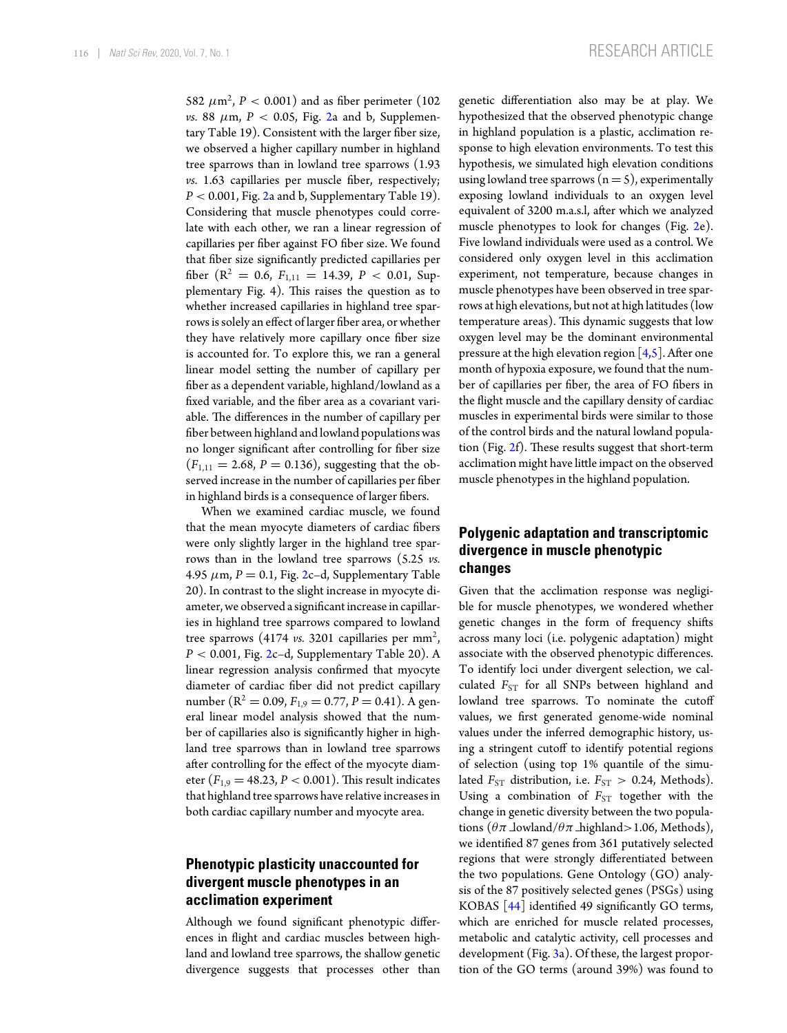582 $\mu m^2$, $P < 0.001$) and as fiber perimeter (102 *vs.* 88 $\mu$m, $P < 0.05$, Fig. 2a and b, Supplementary Table 19). Consistent with the larger fiber size, we observed a higher capillary number in highland tree sparrows than in lowland tree sparrows (1.93 *vs.* 1.63 capillaries per muscle fiber, respectively; $P < 0.001$, Fig. 2a and b, Supplementary Table 19). Considering that muscle phenotypes could correlate with each other, we ran a linear regression of capillaries per fiber against FO fiber size. We found that fiber size significantly predicted capillaries per fiber ($R^2 = 0.6$, $F_{1,11} = 14.39$, $P < 0.01$, Supplementary Fig. 4). This raises the question as to whether increased capillaries in highland tree sparrows is solely an effect of larger fiber area, or whether they have relatively more capillary once fiber size is accounted for. To explore this, we ran a general linear model setting the number of capillary per fiber as a dependent variable, highland/lowland as a fixed variable, and the fiber area as a covariant variable. The differences in the number of capillary per fiber between highland and lowland populations was no longer significant after controlling for fiber size ($F_{1,11} = 2.68$, $P = 0.136$), suggesting that the observed increase in the number of capillaries per fiber in highland birds is a consequence of larger fibers.

When we examined cardiac muscle, we found that the mean myocyte diameters of cardiac fibers were only slightly larger in the highland tree sparrows than in the lowland tree sparrows (5.25 *vs.* 4.95 $\mu$m, $P = 0.1$, Fig. 2c–d, Supplementary Table 20). In contrast to the slight increase in myocyte diameter, we observed a significant increase in capillaries in highland tree sparrows compared to lowland tree sparrows (4174 *vs.* 3201 capillaries per mm$^2$, $P < 0.001$, Fig. 2c–d, Supplementary Table 20). A linear regression analysis confirmed that myocyte diameter of cardiac fiber did not predict capillary number ($R^2 = 0.09$, $F_{1,9} = 0.77$, $P = 0.41$). A general linear model analysis showed that the number of capillaries also is significantly higher in highland tree sparrows than in lowland tree sparrows after controlling for the effect of the myocyte diameter ($F_{1,9} = 48.23$, $P < 0.001$). This result indicates that highland tree sparrows have relative increases in both cardiac capillary number and myocyte area.

## Phenotypic plasticity unaccounted for divergent muscle phenotypes in an acclimation experiment

Although we found significant phenotypic differences in flight and cardiac muscles between highland and lowland tree sparrows, the shallow genetic divergence suggests that processes other than genetic differentiation also may be at play. We hypothesized that the observed phenotypic change in highland population is a plastic, acclimation response to high elevation environments. To test this hypothesis, we simulated high elevation conditions using lowland tree sparrows (n = 5), experimentally exposing lowland individuals to an oxygen level equivalent of 3200 m.a.s.l, after which we analyzed muscle phenotypes to look for changes (Fig. 2e). Five lowland individuals were used as a control. We considered only oxygen level in this acclimation experiment, not temperature, because changes in muscle phenotypes have been observed in tree sparrows at high elevations, but not at high latitudes (low temperature areas). This dynamic suggests that low oxygen level may be the dominant environmental pressure at the high elevation region [4,5]. After one month of hypoxia exposure, we found that the number of capillaries per fiber, the area of FO fibers in the flight muscle and the capillary density of cardiac muscles in experimental birds were similar to those of the control birds and the natural lowland population (Fig. 2f). These results suggest that short-term acclimation might have little impact on the observed muscle phenotypes in the highland population.

## Polygenic adaptation and transcriptomic divergence in muscle phenotypic changes

Given that the acclimation response was negligible for muscle phenotypes, we wondered whether genetic changes in the form of frequency shifts across many loci (i.e. polygenic adaptation) might associate with the observed phenotypic differences. To identify loci under divergent selection, we calculated $F_{ST}$ for all SNPs between highland and lowland tree sparrows. To nominate the cutoff values, we first generated genome-wide nominal values under the inferred demographic history, using a stringent cutoff to identify potential regions of selection (using top 1% quantile of the simulated $F_{ST}$ distribution, i.e. $F_{ST} > 0.24$, Methods). Using a combination of $F_{ST}$ together with the change in genetic diversity between the two populations ($\theta\pi$_lowland/$\theta\pi$_highland>1.06, Methods), we identified 87 genes from 361 putatively selected regions that were strongly differentiated between the two populations. Gene Ontology (GO) analysis of the 87 positively selected genes (PSGs) using KOBAS [44] identified 49 significantly GO terms, which are enriched for muscle related processes, metabolic and catalytic activity, cell processes and development (Fig. 3a). Of these, the largest proportion of the GO terms (around 39%) was found to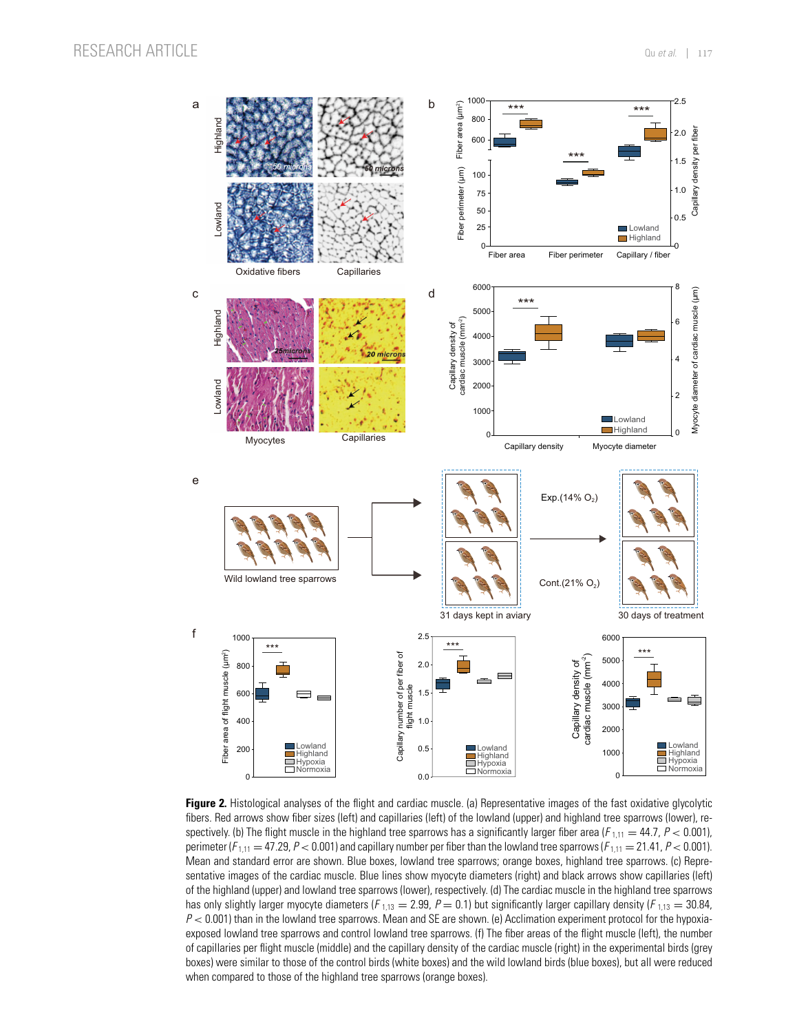**Figure 2.** Histological analyses of the flight and cardiac muscle. (a) Representative images of the fast oxidative glycolytic fibers. Red arrows show fiber sizes (left) and capillaries (left) of the lowland (upper) and highland tree sparrows (lower), respectively. (b) The flight muscle in the highland tree sparrows has a significantly larger fiber area ($F_{1,11} = 44.7$, $P < 0.001$), perimeter ($F_{1,11} = 47.29$, $P < 0.001$) and capillary number per fiber than the lowland tree sparrows ($F_{1,11} = 21.41$, $P < 0.001$). Mean and standard error are shown. Blue boxes, lowland tree sparrows; orange boxes, highland tree sparrows. (c) Representative images of the cardiac muscle. Blue lines show myocyte diameters (right) and black arrows show capillaries (left) of the highland (upper) and lowland tree sparrows (lower), respectively. (d) The cardiac muscle in the highland tree sparrows has only slightly larger myocyte diameters ($F_{1,13} = 2.99$, $P = 0.1$) but significantly larger capillary density ($F_{1,13} = 30.84$, $P < 0.001$) than in the lowland tree sparrows. Mean and SE are shown. (e) Acclimation experiment protocol for the hypoxia-exposed lowland tree sparrows and control lowland tree sparrows. (f) The fiber areas of the flight muscle (left), the number of capillaries per flight muscle (middle) and the capillary density of the cardiac muscle (right) in the experimental birds (grey boxes) were similar to those of the control birds (white boxes) and the wild lowland birds (blue boxes), but all were reduced when compared to those of the highland tree sparrows (orange boxes).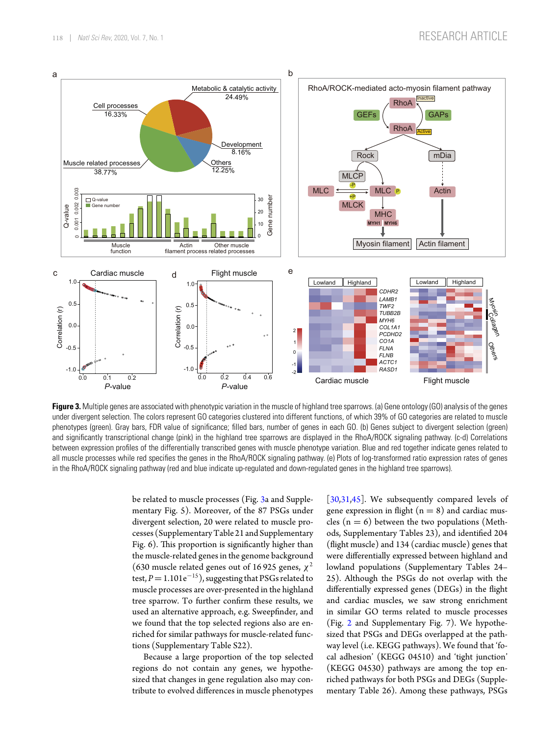**Figure 3.** Multiple genes are associated with phenotypic variation in the muscle of highland tree sparrows. (a) Gene ontology (GO) analysis of the genes under divergent selection. The colors represent GO categories clustered into different functions, of which 39% of GO categories are related to muscle phenotypes (green). Gray bars, FDR value of significance; filled bars, number of genes in each GO. (b) Genes subject to divergent selection (green) and significantly transcriptional change (pink) in the highland tree sparrows are displayed in the RhoA/ROCK signaling pathway. (c-d) Correlations between expression profiles of the differentially transcribed genes with muscle phenotype variation. Blue and red together indicate genes related to all muscle processes while red specifies the genes in the RhoA/ROCK signaling pathway. (e) Plots of log-transformed ratio expression rates of genes in the RhoA/ROCK signaling pathway (red and blue indicate up-regulated and down-regulated genes in the highland tree sparrows).

be related to muscle processes (Fig. 3a and Supplementary Fig. 5). Moreover, of the 87 PSGs under divergent selection, 20 were related to muscle processes (Supplementary Table 21 and Supplementary Fig. 6). This proportion is significantly higher than the muscle-related genes in the genome background (630 muscle related genes out of 16 925 genes, $\chi^2$ test, $P = 1.101e^{-15}$), suggesting that PSGs related to muscle processes are over-presented in the highland tree sparrow. To further confirm these results, we used an alternative approach, e.g. Sweepfinder, and we found that the top selected regions also are enriched for similar pathways for muscle-related functions (Supplementary Table S22).

Because a large proportion of the top selected regions do not contain any genes, we hypothesized that changes in gene regulation also may contribute to evolved differences in muscle phenotypes [30,31,45]. We subsequently compared levels of gene expression in flight ($n = 8$) and cardiac muscles ($n = 6$) between the two populations (Methods, Supplementary Tables 23), and identified 204 (flight muscle) and 134 (cardiac muscle) genes that were differentially expressed between highland and lowland populations (Supplementary Tables 24–25). Although the PSGs do not overlap with the differentially expressed genes (DEGs) in the flight and cardiac muscles, we saw strong enrichment in similar GO terms related to muscle processes (Fig. 2 and Supplementary Fig. 7). We hypothesized that PSGs and DEGs overlapped at the pathway level (i.e. KEGG pathways). We found that 'focal adhesion' (KEGG 04510) and 'tight junction' (KEGG 04530) pathways are among the top enriched pathways for both PSGs and DEGs (Supplementary Table 26). Among these pathways, PSGs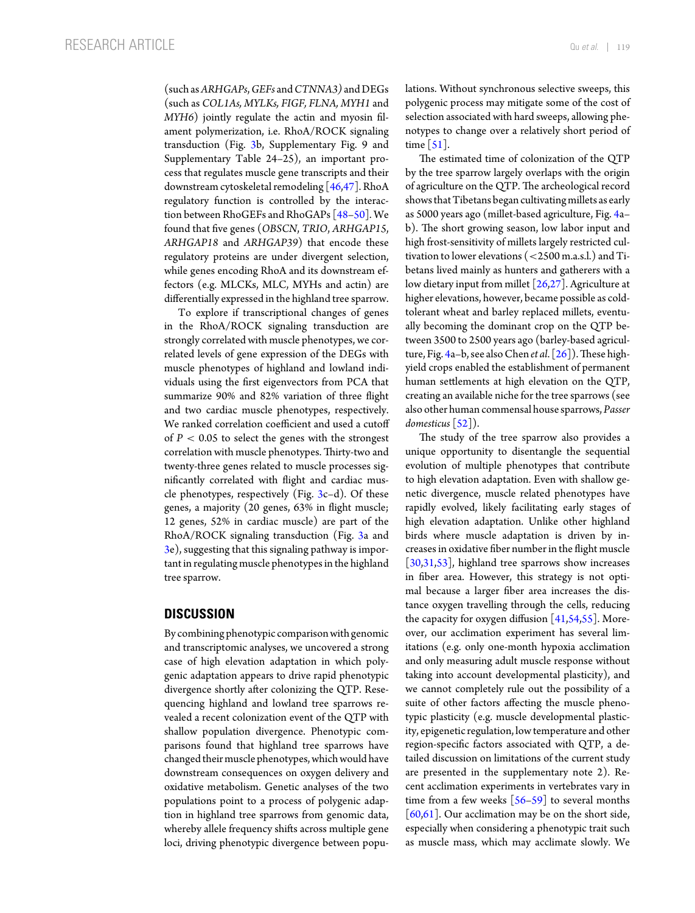(such as *ARHGAPs*, *GEFs* and *CTNNA3)* and DEGs (such as *COL1As, MYLKs, FIGF, FLNA, MYH1* and *MYH6*) jointly regulate the actin and myosin filament polymerization, i.e. RhoA/ROCK signaling transduction (Fig. 3b, Supplementary Fig. 9 and Supplementary Table 24–25), an important process that regulates muscle gene transcripts and their downstream cytoskeletal remodeling [46,47]. RhoA regulatory function is controlled by the interaction between RhoGEFs and RhoGAPs [48–50]. We found that five genes (*OBSCN*, *TRIO*, *ARHGAP15*, *ARHGAP18* and *ARHGAP39*) that encode these regulatory proteins are under divergent selection, while genes encoding RhoA and its downstream effectors (e.g. MLCKs, MLC, MYHs and actin) are differentially expressed in the highland tree sparrow.

To explore if transcriptional changes of genes in the RhoA/ROCK signaling transduction are strongly correlated with muscle phenotypes, we correlated levels of gene expression of the DEGs with muscle phenotypes of highland and lowland individuals using the first eigenvectors from PCA that summarize 90% and 82% variation of three flight and two cardiac muscle phenotypes, respectively. We ranked correlation coefficient and used a cutoff of $P < 0.05$ to select the genes with the strongest correlation with muscle phenotypes. Thirty-two and twenty-three genes related to muscle processes significantly correlated with flight and cardiac muscle phenotypes, respectively (Fig. 3c–d). Of these genes, a majority (20 genes, 63% in flight muscle; 12 genes, 52% in cardiac muscle) are part of the RhoA/ROCK signaling transduction (Fig. 3a and 3e), suggesting that this signaling pathway is important in regulating muscle phenotypes in the highland tree sparrow.

## DISCUSSION

By combining phenotypic comparison with genomic and transcriptomic analyses, we uncovered a strong case of high elevation adaptation in which polygenic adaptation appears to drive rapid phenotypic divergence shortly after colonizing the QTP. Resequencing highland and lowland tree sparrows revealed a recent colonization event of the QTP with shallow population divergence. Phenotypic comparisons found that highland tree sparrows have changed their muscle phenotypes, which would have downstream consequences on oxygen delivery and oxidative metabolism. Genetic analyses of the two populations point to a process of polygenic adaptation in highland tree sparrows from genomic data, whereby allele frequency shifts across multiple gene loci, driving phenotypic divergence between populations. Without synchronous selective sweeps, this polygenic process may mitigate some of the cost of selection associated with hard sweeps, allowing phenotypes to change over a relatively short period of time [51].

The estimated time of colonization of the QTP by the tree sparrow largely overlaps with the origin of agriculture on the QTP. The archeological record shows that Tibetans began cultivating millets as early as 5000 years ago (millet-based agriculture, Fig. 4a–b). The short growing season, low labor input and high frost-sensitivity of millets largely restricted cultivation to lower elevations (<2500 m.a.s.l.) and Tibetans lived mainly as hunters and gatherers with a low dietary input from millet [26,27]. Agriculture at higher elevations, however, became possible as cold-tolerant wheat and barley replaced millets, eventually becoming the dominant crop on the QTP between 3500 to 2500 years ago (barley-based agriculture, Fig. 4a–b, see also Chen *et al.* [26]). These high-yield crops enabled the establishment of permanent human settlements at high elevation on the QTP, creating an available niche for the tree sparrows (see also other human commensal house sparrows, *Passer domesticus* [52]).

The study of the tree sparrow also provides a unique opportunity to disentangle the sequential evolution of multiple phenotypes that contribute to high elevation adaptation. Even with shallow genetic divergence, muscle related phenotypes have rapidly evolved, likely facilitating early stages of high elevation adaptation. Unlike other highland birds where muscle adaptation is driven by increases in oxidative fiber number in the flight muscle [30,31,53], highland tree sparrows show increases in fiber area. However, this strategy is not optimal because a larger fiber area increases the distance oxygen travelling through the cells, reducing the capacity for oxygen diffusion [41,54,55]. Moreover, our acclimation experiment has several limitations (e.g. only one-month hypoxia acclimation and only measuring adult muscle response without taking into account developmental plasticity), and we cannot completely rule out the possibility of a suite of other factors affecting the muscle phenotypic plasticity (e.g. muscle developmental plasticity, epigenetic regulation, low temperature and other region-specific factors associated with QTP, a detailed discussion on limitations of the current study are presented in the supplementary note 2). Recent acclimation experiments in vertebrates vary in time from a few weeks [56–59] to several months [60,61]. Our acclimation may be on the short side, especially when considering a phenotypic trait such as muscle mass, which may acclimate slowly. We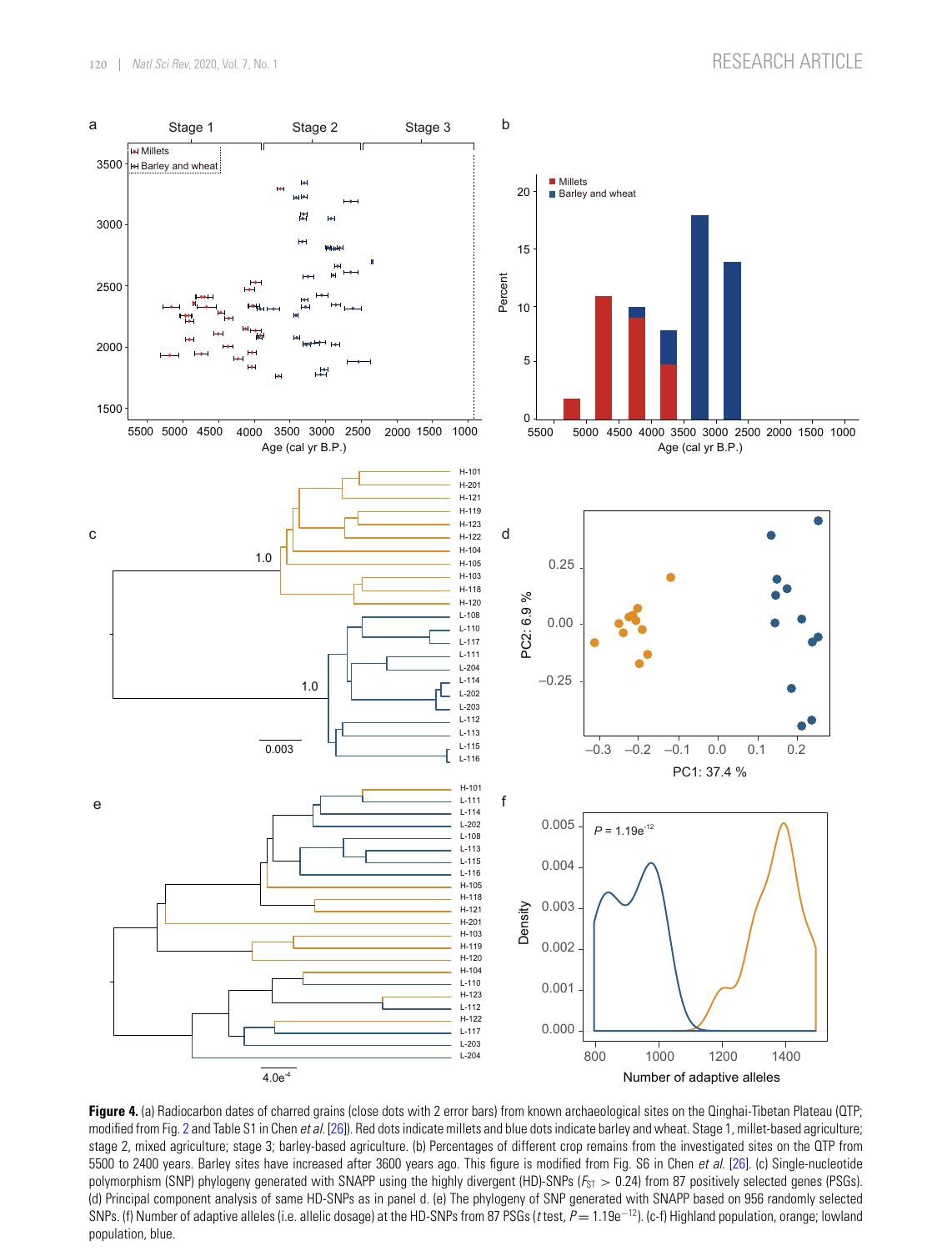**Figure 4.** (a) Radiocarbon dates of charred grains (close dots with 2 error bars) from known archaeological sites on the Qinghai-Tibetan Plateau (QTP; modified from Fig. 2 and Table S1 in Chen *et al.* [26]). Red dots indicate millets and blue dots indicate barley and wheat. Stage 1, millet-based agriculture; stage 2, mixed agriculture; stage 3; barley-based agriculture. (b) Percentages of different crop remains from the investigated sites on the QTP from 5500 to 2400 years. Barley sites have increased after 3600 years ago. This figure is modified from Fig. S6 in Chen *et al.* [26]. (c) Single-nucleotide polymorphism (SNP) phylogeny generated with SNAPP using the highly divergent (HD)-SNPs ($F_{ST}$ > 0.24) from 87 positively selected genes (PSGs). (d) Principal component analysis of same HD-SNPs as in panel d. (e) The phylogeny of SNP generated with SNAPP based on 956 randomly selected SNPs. (f) Number of adaptive alleles (i.e. allelic dosage) at the HD-SNPs from 87 PSGs (*t* test, $P = 1.19e^{-12}$). (c-f) Highland population, orange; lowland population, blue.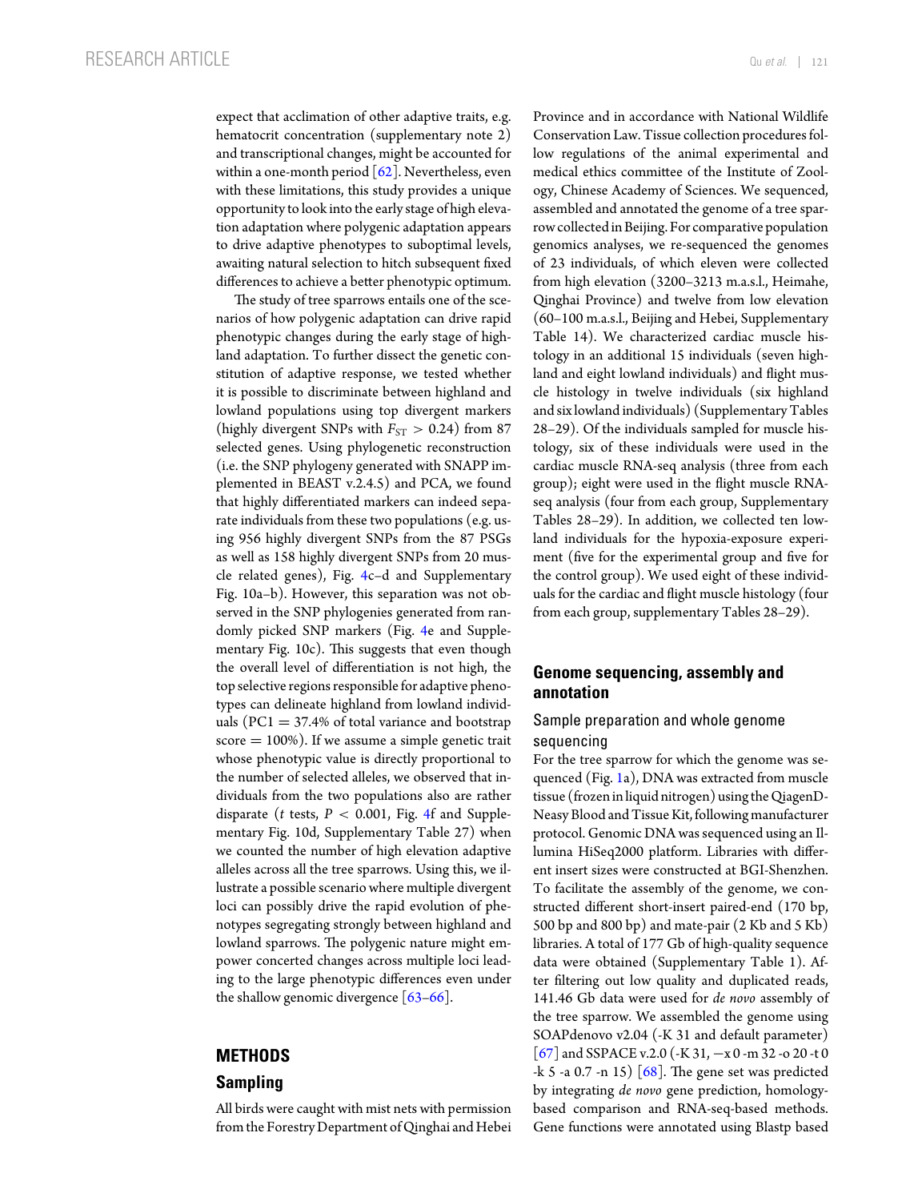expect that acclimation of other adaptive traits, e.g. hematocrit concentration (supplementary note 2) and transcriptional changes, might be accounted for within a one-month period [62]. Nevertheless, even with these limitations, this study provides a unique opportunity to look into the early stage of high elevation adaptation where polygenic adaptation appears to drive adaptive phenotypes to suboptimal levels, awaiting natural selection to hitch subsequent fixed differences to achieve a better phenotypic optimum.

The study of tree sparrows entails one of the scenarios of how polygenic adaptation can drive rapid phenotypic changes during the early stage of highland adaptation. To further dissect the genetic constitution of adaptive response, we tested whether it is possible to discriminate between highland and lowland populations using top divergent markers (highly divergent SNPs with $F_{ST} > 0.24$) from 87 selected genes. Using phylogenetic reconstruction (i.e. the SNP phylogeny generated with SNAPP implemented in BEAST v.2.4.5) and PCA, we found that highly differentiated markers can indeed separate individuals from these two populations (e.g. using 956 highly divergent SNPs from the 87 PSGs as well as 158 highly divergent SNPs from 20 muscle related genes), Fig. 4c–d and Supplementary Fig. 10a–b). However, this separation was not observed in the SNP phylogenies generated from randomly picked SNP markers (Fig. 4e and Supplementary Fig. 10c). This suggests that even though the overall level of differentiation is not high, the top selective regions responsible for adaptive phenotypes can delineate highland from lowland individuals (PC1 = 37.4% of total variance and bootstrap score = 100%). If we assume a simple genetic trait whose phenotypic value is directly proportional to the number of selected alleles, we observed that individuals from the two populations also are rather disparate (*t* tests, $P < 0.001$, Fig. 4f and Supplementary Fig. 10d, Supplementary Table 27) when we counted the number of high elevation adaptive alleles across all the tree sparrows. Using this, we illustrate a possible scenario where multiple divergent loci can possibly drive the rapid evolution of phenotypes segregating strongly between highland and lowland sparrows. The polygenic nature might empower concerted changes across multiple loci leading to the large phenotypic differences even under the shallow genomic divergence [63–66].

## METHODS

### Sampling

All birds were caught with mist nets with permission from the Forestry Department of Qinghai and Hebei Province and in accordance with National Wildlife Conservation Law. Tissue collection procedures follow regulations of the animal experimental and medical ethics committee of the Institute of Zoology, Chinese Academy of Sciences. We sequenced, assembled and annotated the genome of a tree sparrow collected in Beijing. For comparative population genomics analyses, we re-sequenced the genomes of 23 individuals, of which eleven were collected from high elevation (3200–3213 m.a.s.l., Heimahe, Qinghai Province) and twelve from low elevation (60–100 m.a.s.l., Beijing and Hebei, Supplementary Table 14). We characterized cardiac muscle histology in an additional 15 individuals (seven highland and eight lowland individuals) and flight muscle histology in twelve individuals (six highland and six lowland individuals) (Supplementary Tables 28–29). Of the individuals sampled for muscle histology, six of these individuals were used in the cardiac muscle RNA-seq analysis (three from each group); eight were used in the flight muscle RNA-seq analysis (four from each group, Supplementary Tables 28–29). In addition, we collected ten lowland individuals for the hypoxia-exposure experiment (five for the experimental group and five for the control group). We used eight of these individuals for the cardiac and flight muscle histology (four from each group, supplementary Tables 28–29).

### Genome sequencing, assembly and annotation

#### Sample preparation and whole genome sequencing

For the tree sparrow for which the genome was sequenced (Fig. 1a), DNA was extracted from muscle tissue (frozen in liquid nitrogen) using the QiagenDNeasy Blood and Tissue Kit, following manufacturer protocol. Genomic DNA was sequenced using an Illumina HiSeq2000 platform. Libraries with different insert sizes were constructed at BGI-Shenzhen. To facilitate the assembly of the genome, we constructed different short-insert paired-end (170 bp, 500 bp and 800 bp) and mate-pair (2 Kb and 5 Kb) libraries. A total of 177 Gb of high-quality sequence data were obtained (Supplementary Table 1). After filtering out low quality and duplicated reads, 141.46 Gb data were used for *de novo* assembly of the tree sparrow. We assembled the genome using SOAPdenovo v2.04 (-K 31 and default parameter) [67] and SSPACE v.2.0 (-K 31, −x 0 -m 32 -o 20 -t 0 -k 5 -a 0.7 -n 15) [68]. The gene set was predicted by integrating *de novo* gene prediction, homology-based comparison and RNA-seq-based methods. Gene functions were annotated using Blastp based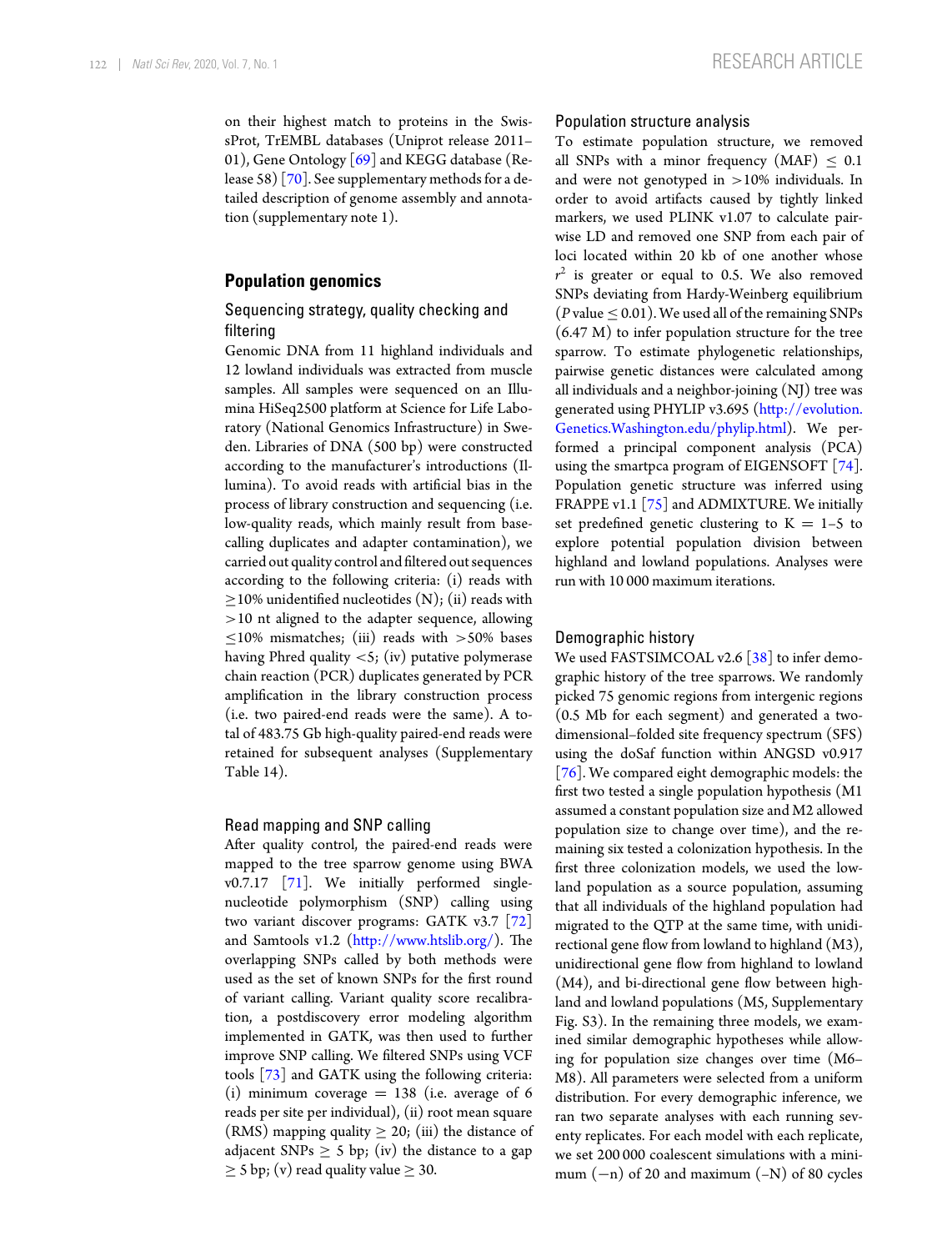on their highest match to proteins in the SwissProt, TrEMBL databases (Uniprot release 2011–01), Gene Ontology [69] and KEGG database (Release 58) [70]. See supplementary methods for a detailed description of genome assembly and annotation (supplementary note 1).

## Population genomics

### Sequencing strategy, quality checking and filtering

Genomic DNA from 11 highland individuals and 12 lowland individuals was extracted from muscle samples. All samples were sequenced on an Illumina HiSeq2500 platform at Science for Life Laboratory (National Genomics Infrastructure) in Sweden. Libraries of DNA (500 bp) were constructed according to the manufacturer's introductions (Illumina). To avoid reads with artificial bias in the process of library construction and sequencing (i.e. low-quality reads, which mainly result from base-calling duplicates and adapter contamination), we carried out quality control and filtered out sequences according to the following criteria: (i) reads with $\geq$10% unidentified nucleotides (N); (ii) reads with $>$10 nt aligned to the adapter sequence, allowing $\leq$10% mismatches; (iii) reads with $>$50% bases having Phred quality $<$5; (iv) putative polymerase chain reaction (PCR) duplicates generated by PCR amplification in the library construction process (i.e. two paired-end reads were the same). A total of 483.75 Gb high-quality paired-end reads were retained for subsequent analyses (Supplementary Table 14).

### Read mapping and SNP calling

After quality control, the paired-end reads were mapped to the tree sparrow genome using BWA v0.7.17 [71]. We initially performed single-nucleotide polymorphism (SNP) calling using two variant discover programs: GATK v3.7 [72] and Samtools v1.2 (http://www.htslib.org/). The overlapping SNPs called by both methods were used as the set of known SNPs for the first round of variant calling. Variant quality score recalibration, a postdiscovery error modeling algorithm implemented in GATK, was then used to further improve SNP calling. We filtered SNPs using VCF tools [73] and GATK using the following criteria: (i) minimum coverage = 138 (i.e. average of 6 reads per site per individual), (ii) root mean square (RMS) mapping quality $\geq$ 20; (iii) the distance of adjacent SNPs $\geq$ 5 bp; (iv) the distance to a gap $\geq$ 5 bp; (v) read quality value $\geq$ 30.

### Population structure analysis

To estimate population structure, we removed all SNPs with a minor frequency (MAF) $\leq$ 0.1 and were not genotyped in $>$10% individuals. In order to avoid artifacts caused by tightly linked markers, we used PLINK v1.07 to calculate pairwise LD and removed one SNP from each pair of loci located within 20 kb of one another whose $r^2$ is greater or equal to 0.5. We also removed SNPs deviating from Hardy-Weinberg equilibrium ($P$ value $\leq$ 0.01). We used all of the remaining SNPs (6.47 M) to infer population structure for the tree sparrow. To estimate phylogenetic relationships, pairwise genetic distances were calculated among all individuals and a neighbor-joining (NJ) tree was generated using PHYLIP v3.695 (http://evolution.Genetics.Washington.edu/phylip.html). We performed a principal component analysis (PCA) using the smartpca program of EIGENSOFT [74]. Population genetic structure was inferred using FRAPPE v1.1 [75] and ADMIXTURE. We initially set predefined genetic clustering to K = 1–5 to explore potential population division between highland and lowland populations. Analyses were run with 10 000 maximum iterations.

### Demographic history

We used FASTSIMCOAL v2.6 [38] to infer demographic history of the tree sparrows. We randomly picked 75 genomic regions from intergenic regions (0.5 Mb for each segment) and generated a two-dimensional–folded site frequency spectrum (SFS) using the doSaf function within ANGSD v0.917 [76]. We compared eight demographic models: the first two tested a single population hypothesis (M1 assumed a constant population size and M2 allowed population size to change over time), and the remaining six tested a colonization hypothesis. In the first three colonization models, we used the lowland population as a source population, assuming that all individuals of the highland population had migrated to the QTP at the same time, with unidirectional gene flow from lowland to highland (M3), unidirectional gene flow from highland to lowland (M4), and bi-directional gene flow between highland and lowland populations (M5, Supplementary Fig. S3). In the remaining three models, we examined similar demographic hypotheses while allowing for population size changes over time (M6–M8). All parameters were selected from a uniform distribution. For every demographic inference, we ran two separate analyses with each running seventy replicates. For each model with each replicate, we set 200 000 coalescent simulations with a minimum (−n) of 20 and maximum (–N) of 80 cycles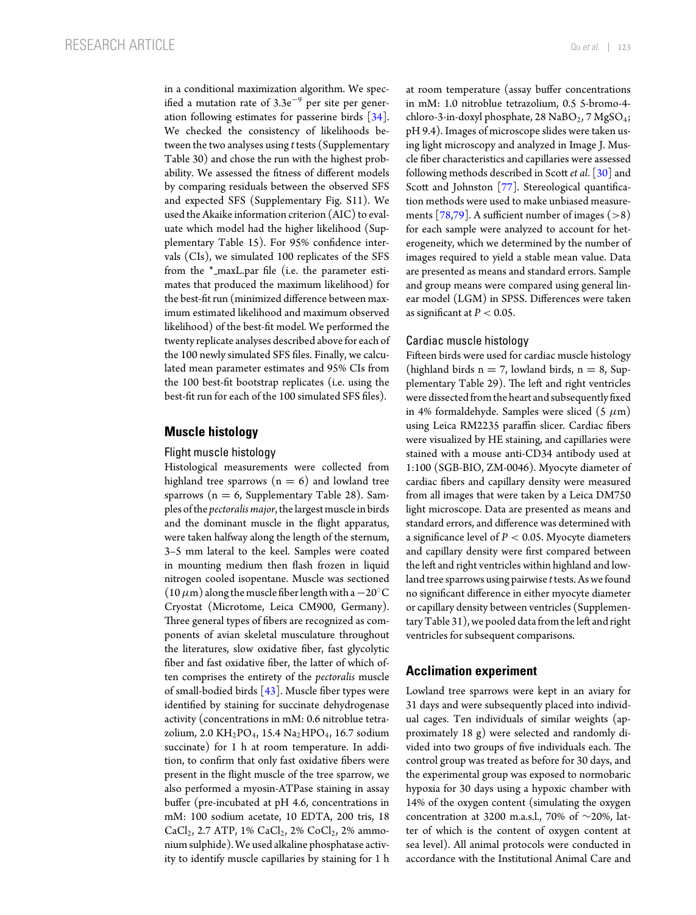in a conditional maximization algorithm. We specified a mutation rate of $3.3e^{-9}$ per site per generation following estimates for passerine birds [34]. We checked the consistency of likelihoods between the two analyses using *t* tests (Supplementary Table 30) and chose the run with the highest probability. We assessed the fitness of different models by comparing residuals between the observed SFS and expected SFS (Supplementary Fig. S11). We used the Akaike information criterion (AIC) to evaluate which model had the higher likelihood (Supplementary Table 15). For 95% confidence intervals (CIs), we simulated 100 replicates of the SFS from the *_maxL.par file (i.e. the parameter estimates that produced the maximum likelihood) for the best-fit run (minimized difference between maximum estimated likelihood and maximum observed likelihood) of the best-fit model. We performed the twenty replicate analyses described above for each of the 100 newly simulated SFS files. Finally, we calculated mean parameter estimates and 95% CIs from the 100 best-fit bootstrap replicates (i.e. using the best-fit run for each of the 100 simulated SFS files).

## Muscle histology

### Flight muscle histology

Histological measurements were collected from highland tree sparrows ($n = 6$) and lowland tree sparrows ($n = 6$, Supplementary Table 28). Samples of the *pectoralis major*, the largest muscle in birds and the dominant muscle in the flight apparatus, were taken halfway along the length of the sternum, 3–5 mm lateral to the keel. Samples were coated in mounting medium then flash frozen in liquid nitrogen cooled isopentane. Muscle was sectioned (10 $\mu$m) along the muscle fiber length with a $-20^{\circ}$C Cryostat (Microtome, Leica CM900, Germany). Three general types of fibers are recognized as components of avian skeletal musculature throughout the literatures, slow oxidative fiber, fast glycolytic fiber and fast oxidative fiber, the latter of which often comprises the entirety of the *pectoralis* muscle of small-bodied birds [43]. Muscle fiber types were identified by staining for succinate dehydrogenase activity (concentrations in mM: 0.6 nitroblue tetrazolium, 2.0 $KH_2PO_4$, 15.4 $Na_2HPO_4$, 16.7 sodium succinate) for 1 h at room temperature. In addition, to confirm that only fast oxidative fibers were present in the flight muscle of the tree sparrow, we also performed a myosin-ATPase staining in assay buffer (pre-incubated at pH 4.6, concentrations in mM: 100 sodium acetate, 10 EDTA, 200 tris, 18 $CaCl_2$, 2.7 ATP, 1% $CaCl_2$, 2% $CoCl_2$, 2% ammonium sulphide). We used alkaline phosphatase activity to identify muscle capillaries by staining for 1 h at room temperature (assay buffer concentrations in mM: 1.0 nitroblue tetrazolium, 0.5 5-bromo-4-chloro-3-in-doxyl phosphate, 28 $NaBO_2$, 7 $MgSO_4$; pH 9.4). Images of microscope slides were taken using light microscopy and analyzed in Image J. Muscle fiber characteristics and capillaries were assessed following methods described in Scott *et al.* [30] and Scott and Johnston [77]. Stereological quantification methods were used to make unbiased measurements [78,79]. A sufficient number of images (>8) for each sample were analyzed to account for heterogeneity, which we determined by the number of images required to yield a stable mean value. Data are presented as means and standard errors. Sample and group means were compared using general linear model (LGM) in SPSS. Differences were taken as significant at $P < 0.05$.

### Cardiac muscle histology

Fifteen birds were used for cardiac muscle histology (highland birds $n = 7$, lowland birds, $n = 8$, Supplementary Table 29). The left and right ventricles were dissected from the heart and subsequently fixed in 4% formaldehyde. Samples were sliced (5 $\mu$m) using Leica RM2235 paraffin slicer. Cardiac fibers were visualized by HE staining, and capillaries were stained with a mouse anti-CD34 antibody used at 1:100 (SGB-BIO, ZM-0046). Myocyte diameter of cardiac fibers and capillary density were measured from all images that were taken by a Leica DM750 light microscope. Data are presented as means and standard errors, and difference was determined with a significance level of $P < 0.05$. Myocyte diameters and capillary density were first compared between the left and right ventricles within highland and lowland tree sparrows using pairwise *t* tests. As we found no significant difference in either myocyte diameter or capillary density between ventricles (Supplementary Table 31), we pooled data from the left and right ventricles for subsequent comparisons.

## Acclimation experiment

Lowland tree sparrows were kept in an aviary for 31 days and were subsequently placed into individual cages. Ten individuals of similar weights (approximately 18 g) were selected and randomly divided into two groups of five individuals each. The control group was treated as before for 30 days, and the experimental group was exposed to normobaric hypoxia for 30 days using a hypoxic chamber with 14% of the oxygen content (simulating the oxygen concentration at 3200 m.a.s.l., 70% of ~20%, latter of which is the content of oxygen content at sea level). All animal protocols were conducted in accordance with the Institutional Animal Care and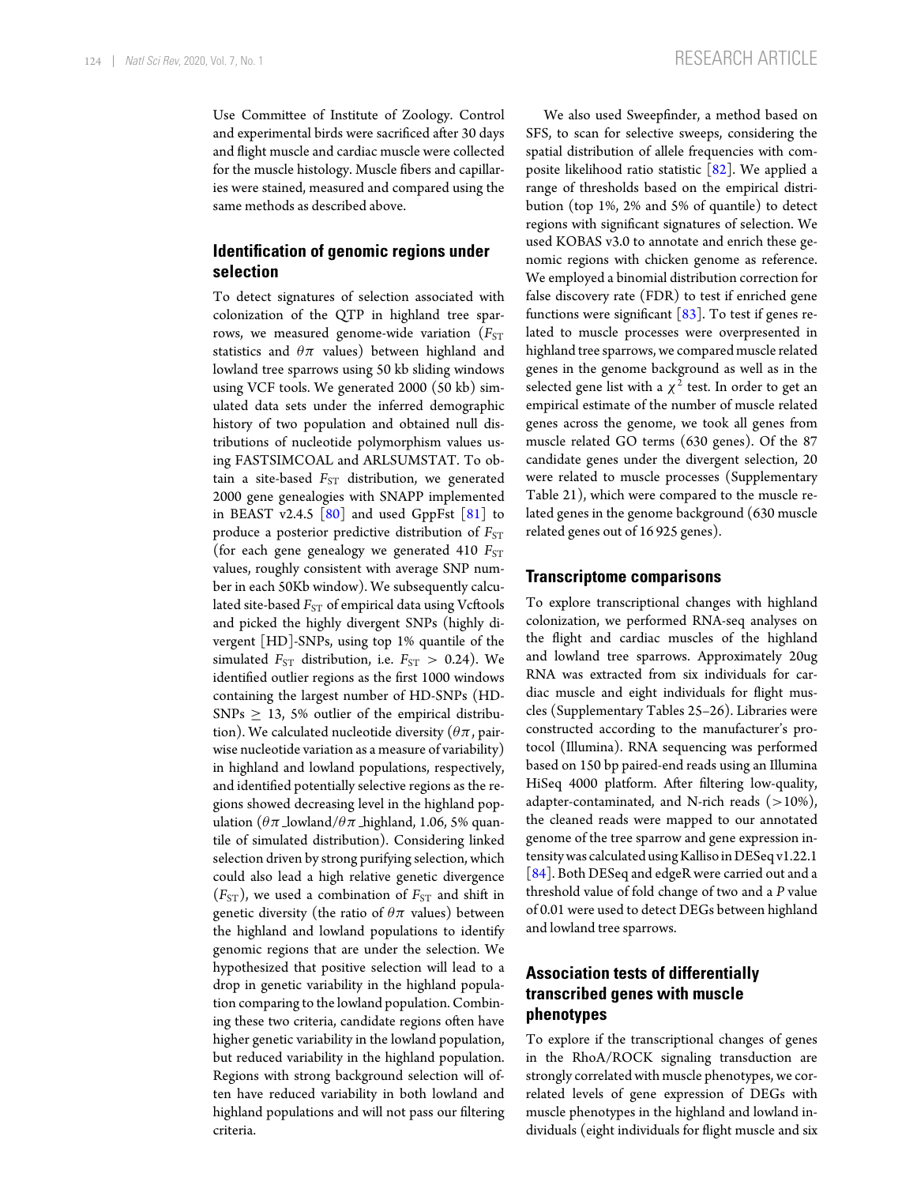Use Committee of Institute of Zoology. Control and experimental birds were sacrificed after 30 days and flight muscle and cardiac muscle were collected for the muscle histology. Muscle fibers and capillaries were stained, measured and compared using the same methods as described above.

## Identification of genomic regions under selection

To detect signatures of selection associated with colonization of the QTP in highland tree sparrows, we measured genome-wide variation ($F_{ST}$ statistics and $\theta\pi$ values) between highland and lowland tree sparrows using 50 kb sliding windows using VCF tools. We generated 2000 (50 kb) simulated data sets under the inferred demographic history of two population and obtained null distributions of nucleotide polymorphism values using FASTSIMCOAL and ARLSUMSTAT. To obtain a site-based $F_{ST}$ distribution, we generated 2000 gene genealogies with SNAPP implemented in BEAST v2.4.5 [80] and used GppFst [81] to produce a posterior predictive distribution of $F_{ST}$ (for each gene genealogy we generated 410 $F_{ST}$ values, roughly consistent with average SNP number in each 50Kb window). We subsequently calculated site-based $F_{ST}$ of empirical data using Vcftools and picked the highly divergent SNPs (highly divergent [HD]-SNPs, using top 1% quantile of the simulated $F_{ST}$ distribution, i.e. $F_{ST} > 0.24$). We identified outlier regions as the first 1000 windows containing the largest number of HD-SNPs (HD-SNPs $\geq$ 13, 5% outlier of the empirical distribution). We calculated nucleotide diversity ($\theta\pi$, pairwise nucleotide variation as a measure of variability) in highland and lowland populations, respectively, and identified potentially selective regions as the regions showed decreasing level in the highland population ($\theta\pi$_lowland/$\theta\pi$_highland, 1.06, 5% quantile of simulated distribution). Considering linked selection driven by strong purifying selection, which could also lead a high relative genetic divergence ($F_{ST}$), we used a combination of $F_{ST}$ and shift in genetic diversity (the ratio of $\theta\pi$ values) between the highland and lowland populations to identify genomic regions that are under the selection. We hypothesized that positive selection will lead to a drop in genetic variability in the highland population comparing to the lowland population. Combining these two criteria, candidate regions often have higher genetic variability in the lowland population, but reduced variability in the highland population. Regions with strong background selection will often have reduced variability in both lowland and highland populations and will not pass our filtering criteria.

We also used Sweepfinder, a method based on SFS, to scan for selective sweeps, considering the spatial distribution of allele frequencies with composite likelihood ratio statistic [82]. We applied a range of thresholds based on the empirical distribution (top 1%, 2% and 5% of quantile) to detect regions with significant signatures of selection. We used KOBAS v3.0 to annotate and enrich these genomic regions with chicken genome as reference. We employed a binomial distribution correction for false discovery rate (FDR) to test if enriched gene functions were significant [83]. To test if genes related to muscle processes were overpresented in highland tree sparrows, we compared muscle related genes in the genome background as well as in the selected gene list with a $\chi^2$ test. In order to get an empirical estimate of the number of muscle related genes across the genome, we took all genes from muscle related GO terms (630 genes). Of the 87 candidate genes under the divergent selection, 20 were related to muscle processes (Supplementary Table 21), which were compared to the muscle related genes in the genome background (630 muscle related genes out of 16 925 genes).

## Transcriptome comparisons

To explore transcriptional changes with highland colonization, we performed RNA-seq analyses on the flight and cardiac muscles of the highland and lowland tree sparrows. Approximately 20ug RNA was extracted from six individuals for cardiac muscle and eight individuals for flight muscles (Supplementary Tables 25–26). Libraries were constructed according to the manufacturer's protocol (Illumina). RNA sequencing was performed based on 150 bp paired-end reads using an Illumina HiSeq 4000 platform. After filtering low-quality, adapter-contaminated, and N-rich reads (>10%), the cleaned reads were mapped to our annotated genome of the tree sparrow and gene expression intensity was calculated using Kalliso in DESeq v1.22.1 [84]. Both DESeq and edgeR were carried out and a threshold value of fold change of two and a $P$ value of 0.01 were used to detect DEGs between highland and lowland tree sparrows.

## Association tests of differentially transcribed genes with muscle phenotypes

To explore if the transcriptional changes of genes in the RhoA/ROCK signaling transduction are strongly correlated with muscle phenotypes, we correlated levels of gene expression of DEGs with muscle phenotypes in the highland and lowland individuals (eight individuals for flight muscle and six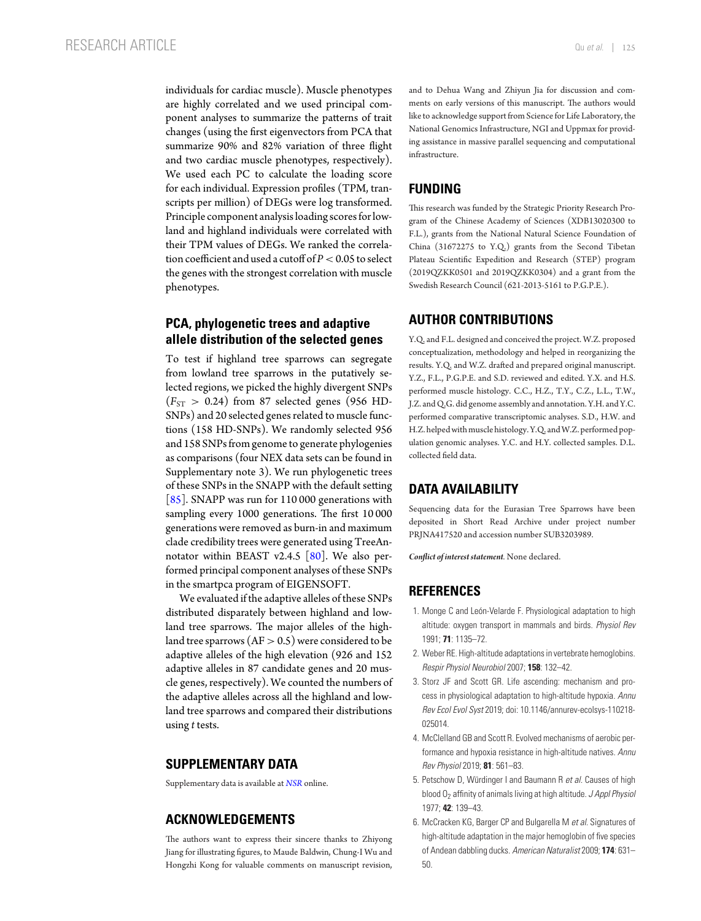individuals for cardiac muscle). Muscle phenotypes are highly correlated and we used principal component analyses to summarize the patterns of trait changes (using the first eigenvectors from PCA that summarize 90% and 82% variation of three flight and two cardiac muscle phenotypes, respectively). We used each PC to calculate the loading score for each individual. Expression profiles (TPM, transcripts per million) of DEGs were log transformed. Principle component analysis loading scores for lowland and highland individuals were correlated with their TPM values of DEGs. We ranked the correlation coefficient and used a cutoff of $P < 0.05$ to select the genes with the strongest correlation with muscle phenotypes.

## PCA, phylogenetic trees and adaptive allele distribution of the selected genes

To test if highland tree sparrows can segregate from lowland tree sparrows in the putatively selected regions, we picked the highly divergent SNPs ($F_{ST} > 0.24$) from 87 selected genes (956 HD-SNPs) and 20 selected genes related to muscle functions (158 HD-SNPs). We randomly selected 956 and 158 SNPs from genome to generate phylogenies as comparisons (four NEX data sets can be found in Supplementary note 3). We run phylogenetic trees of these SNPs in the SNAPP with the default setting [85]. SNAPP was run for 110 000 generations with sampling every 1000 generations. The first 10 000 generations were removed as burn-in and maximum clade credibility trees were generated using TreeAnnotator within BEAST v2.4.5 [80]. We also performed principal component analyses of these SNPs in the smartpca program of EIGENSOFT.

We evaluated if the adaptive alleles of these SNPs distributed disparately between highland and lowland tree sparrows. The major alleles of the highland tree sparrows ($AF > 0.5$) were considered to be adaptive alleles of the high elevation (926 and 152 adaptive alleles in 87 candidate genes and 20 muscle genes, respectively). We counted the numbers of the adaptive alleles across all the highland and lowland tree sparrows and compared their distributions using *t* tests.

## SUPPLEMENTARY DATA

Supplementary data is available at *NSR* online.

## ACKNOWLEDGEMENTS

The authors want to express their sincere thanks to Zhiyong Jiang for illustrating figures, to Maude Baldwin, Chung-I Wu and Hongzhi Kong for valuable comments on manuscript revision, and to Dehua Wang and Zhiyun Jia for discussion and comments on early versions of this manuscript. The authors would like to acknowledge support from Science for Life Laboratory, the National Genomics Infrastructure, NGI and Uppmax for providing assistance in massive parallel sequencing and computational infrastructure.

## FUNDING

This research was funded by the Strategic Priority Research Program of the Chinese Academy of Sciences (XDB13020300 to F.L.), grants from the National Natural Science Foundation of China (31672275 to Y.Q.) grants from the Second Tibetan Plateau Scientific Expedition and Research (STEP) program (2019QZKK0501 and 2019QZKK0304) and a grant from the Swedish Research Council (621-2013-5161 to P.G.P.E.).

## AUTHOR CONTRIBUTIONS

Y.Q. and F.L. designed and conceived the project. W.Z. proposed conceptualization, methodology and helped in reorganizing the results. Y.Q. and W.Z. drafted and prepared original manuscript. Y.Z., F.L., P.G.P.E. and S.D. reviewed and edited. Y.X. and H.S. performed muscle histology. C.C., H.Z., T.Y., C.Z., L.L., T.W., J.Z. and Q.G. did genome assembly and annotation. Y.H. and Y.C. performed comparative transcriptomic analyses. S.D., H.W. and H.Z. helped with muscle histology. Y.Q. and W.Z. performed population genomic analyses. Y.C. and H.Y. collected samples. D.L. collected field data.

## DATA AVAILABILITY

Sequencing data for the Eurasian Tree Sparrows have been deposited in Short Read Archive under project number PRJNA417520 and accession number SUB3203989.

***Conflict of interest statement.*** None declared.

## REFERENCES

1. Monge C and León-Velarde F. Physiological adaptation to high altitude: oxygen transport in mammals and birds. *Physiol Rev* 1991; **71**: 1135–72.
2. Weber RE. High-altitude adaptations in vertebrate hemoglobins. *Respir Physiol Neurobiol* 2007; **158**: 132–42.
3. Storz JF and Scott GR. Life ascending: mechanism and process in physiological adaptation to high-altitude hypoxia. *Annu Rev Ecol Evol Syst* 2019; doi: 10.1146/annurev-ecolsys-110218-025014.
4. McClelland GB and Scott R. Evolved mechanisms of aerobic performance and hypoxia resistance in high-altitude natives. *Annu Rev Physiol* 2019; **81**: 561–83.
5. Petschow D, Würdinger I and Baumann R *et al.* Causes of high blood $O_2$ affinity of animals living at high altitude. *J Appl Physiol* 1977; **42**: 139–43.
6. McCracken KG, Barger CP and Bulgarella M *et al.* Signatures of high-altitude adaptation in the major hemoglobin of five species of Andean dabbling ducks. *American Naturalist* 2009; **174**: 631–50.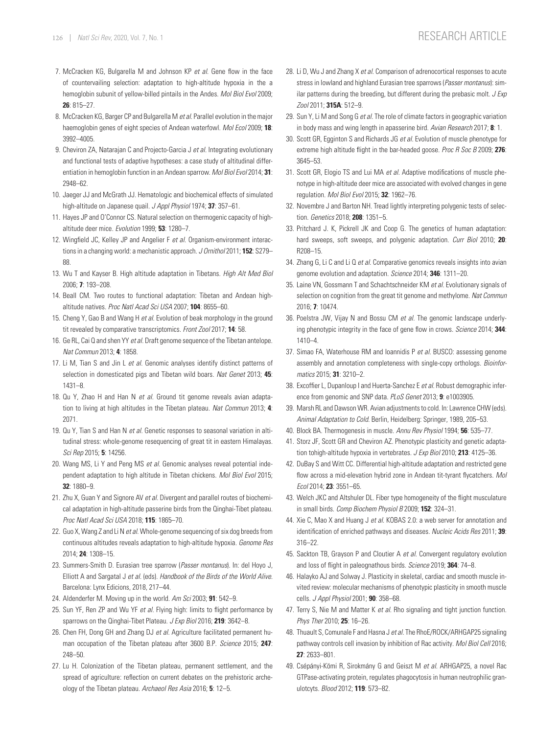7. McCracken KG, Bulgarella M and Johnson KP *et al.* Gene flow in the face of countervailing selection: adaptation to high-altitude hypoxia in the a hemoglobin subunit of yellow-billed pintails in the Andes. *Mol Biol Evol* 2009; **26**: 815–27.
8. McCracken KG, Barger CP and Bulgarella M *et al.* Parallel evolution in the major haemoglobin genes of eight species of Andean waterfowl. *Mol Ecol* 2009; **18**: 3992–4005.
9. Cheviron ZA, Natarajan C and Projecto-Garcia J *et al.* Integrating evolutionary and functional tests of adaptive hypotheses: a case study of altitudinal differentiation in hemoglobin function in an Andean sparrow. *Mol Biol Evol* 2014; **31**: 2948–62.
10. Jaeger JJ and McGrath JJ. Hematologic and biochemical effects of simulated high-altitude on Japanese quail. *J Appl Physiol* 1974; **37**: 357–61.
11. Hayes JP and O'Connor CS. Natural selection on thermogenic capacity of high-altitude deer mice. *Evolution* 1999; **53**: 1280–7.
12. Wingfield JC, Kelley JP and Angelier F *et al.* Organism-environment interactions in a changing world: a mechanistic approach. *J Ornithol* 2011; **152**: S279–88.
13. Wu T and Kayser B. High altitude adaptation in Tibetans. *High Alt Med Biol* 2006; **7**: 193–208.
14. Beall CM. Two routes to functional adaptation: Tibetan and Andean high-altitude natives. *Proc Natl Acad Sci USA* 2007; **104**: 8655–60.
15. Cheng Y, Gao B and Wang H *et al.* Evolution of beak morphology in the ground tit revealed by comparative transcriptomics. *Front Zool* 2017; **14**: 58.
16. Ge RL, Cai Q and shen YY *et al.* Draft genome sequence of the Tibetan antelope. *Nat Commun* 2013; **4**: 1858.
17. Li M, Tian S and Jin L *et al.* Genomic analyses identify distinct patterns of selection in domesticated pigs and Tibetan wild boars. *Nat Genet* 2013; **45**: 1431–8.
18. Qu Y, Zhao H and Han N *et al.* Ground tit genome reveals avian adaptation to living at high altitudes in the Tibetan plateau. *Nat Commun* 2013; **4**: 2071.
19. Qu Y, Tian S and Han N *et al.* Genetic responses to seasonal variation in altitudinal stress: whole-genome resequencing of great tit in eastern Himalayas. *Sci Rep* 2015; **5**: 14256.
20. Wang MS, Li Y and Peng MS *et al.* Genomic analyses reveal potential independent adaptation to high altitude in Tibetan chickens. *Mol Biol Evol* 2015; **32**: 1880–9.
21. Zhu X, Guan Y and Signore AV *et al.* Divergent and parallel routes of biochemical adaptation in high-altitude passerine birds from the Qinghai-Tibet plateau. *Proc Natl Acad Sci USA* 2018; **115**: 1865–70.
22. Guo X, Wang Z and Li N *et al.* Whole-genome sequencing of six dog breeds from continuous altitudes reveals adaptation to high-altitude hypoxia. *Genome Res* 2014; **24**: 1308–15.
23. Summers-Smith D. Eurasian tree sparrow (*Passer montanus*). In: del Hoyo J, Elliott A and Sargatal J *et al.* (eds). *Handbook of the Birds of the World Alive*. Barcelona: Lynx Edicions, 2018, 217–44.
24. Aldenderfer M. Moving up in the world. *Am Sci* 2003; **91**: 542–9.
25. Sun YF, Ren ZP and Wu YF *et al.* Flying high: limits to flight performance by sparrows on the Qinghai-Tibet Plateau. *J Exp Biol* 2016; **219**: 3642–8.
26. Chen FH, Dong GH and Zhang DJ *et al.* Agriculture facilitated permanent human occupation of the Tibetan plateau after 3600 B.P. *Science* 2015; **247**: 248–50.
27. Lu H. Colonization of the Tibetan plateau, permanent settlement, and the spread of agriculture: reflection on current debates on the prehistoric archeology of the Tibetan plateau. *Archaeol Res Asia* 2016; **5**: 12–5.
28. Li D, Wu J and Zhang X *et al.* Comparison of adrenocortical responses to acute stress in lowland and highland Eurasian tree sparrows (*Passer montanus*): similar patterns during the breeding, but different during the prebasic molt. *J Exp Zool* 2011; **315A**: 512–9.
29. Sun Y, Li M and Song G *et al.* The role of climate factors in geographic variation in body mass and wing length in apasserine bird. *Avian Research* 2017; **8**: 1.
30. Scott GR, Egginton S and Richards JG *et al.* Evolution of muscle phenotype for extreme high altitude flight in the bar-headed goose. *Proc R Soc B* 2009; **276**: 3645–53.
31. Scott GR, Elogio TS and Lui MA *et al.* Adaptive modifications of muscle phenotype in high-altitude deer mice are associated with evolved changes in gene regulation. *Mol Biol Evol* 2015; **32**: 1962–76.
32. Novembre J and Barton NH. Tread lightly interpreting polygenic tests of selection. *Genetics* 2018; **208**: 1351–5.
33. Pritchard J. K, Pickrell JK and Coop G. The genetics of human adaptation: hard sweeps, soft sweeps, and polygenic adaptation. *Curr Biol* 2010; **20**: R208–15.
34. Zhang G, Li C and Li Q *et al.* Comparative genomics reveals insights into avian genome evolution and adaptation. *Science* 2014; **346**: 1311–20.
35. Laine VN, Gossmann T and Schachtschneider KM *et al.* Evolutionary signals of selection on cognition from the great tit genome and methylome. *Nat Commun* 2016; **7**: 10474.
36. Poelstra JW, Vijay N and Bossu CM *et al.* The genomic landscape underlying phenotypic integrity in the face of gene flow in crows. *Science* 2014; **344**: 1410–4.
37. Simao FA, Waterhouse RM and Ioannidis P *et al.* BUSCO: assessing genome assembly and annotation completeness with single-copy orthologs. *Bioinformatics* 2015; **31**: 3210–2.
38. Excoffier L, Dupanloup I and Huerta-Sanchez E *et al.* Robust demographic inference from genomic and SNP data. *PLoS Genet* 2013; **9**: e1003905.
39. Marsh RL and Dawson WR. Avian adjustments to cold. In: Lawrence CHW (eds). *Animal Adaptation to Cold*. Berlin, Heidelberg: Springer, 1989, 205–53.
40. Block BA. Thermogenesis in muscle. *Annu Rev Physiol* 1994; **56**: 535–77.
41. Storz JF, Scott GR and Cheviron AZ. Phenotypic plasticity and genetic adaptation tohigh-altitude hypoxia in vertebrates. *J Exp Biol* 2010; **213**: 4125–36.
42. DuBay S and Witt CC. Differential high-altitude adaptation and restricted gene flow across a mid-elevation hybrid zone in Andean tit-tyrant flycatchers. *Mol Ecol* 2014; **23**: 3551–65.
43. Welch JKC and Altshuler DL. Fiber type homogeneity of the flight musculature in small birds. *Comp Biochem Physiol B* 2009; **152**: 324–31.
44. Xie C, Mao X and Huang J *et al.* KOBAS 2.0: a web server for annotation and identification of enriched pathways and diseases. *Nucleic Acids Res* 2011; **39**: 316–22.
45. Sackton TB, Grayson P and Cloutier A *et al.* Convergent regulatory evolution and loss of flight in paleognathous birds. *Science* 2019; **364**: 74–8.
46. Halayko AJ and Solway J. Plasticity in skeletal, cardiac and smooth muscle invited review: molecular mechanisms of phenotypic plasticity in smooth muscle cells. *J Appl Physiol* 2001; **90**: 358–68.
47. Terry S, Nie M and Matter K *et al.* Rho signaling and tight junction function. *Phys Ther* 2010; **25**: 16–26.
48. Thuault S, Comunale F and Hasna J *et al.* The RhoE/ROCK/ARHGAP25 signaling pathway controls cell invasion by inhibition of Rac activity. *Mol Biol Cell* 2016; **27**: 2633–801.
49. Csépányi-Kömi R, Sirokmány G and Geiszt M *et al.* ARHGAP25, a novel Rac GTPase-activating protein, regulates phagocytosis in human neutrophilic granulotcyts. *Blood* 2012; **119**: 573–82.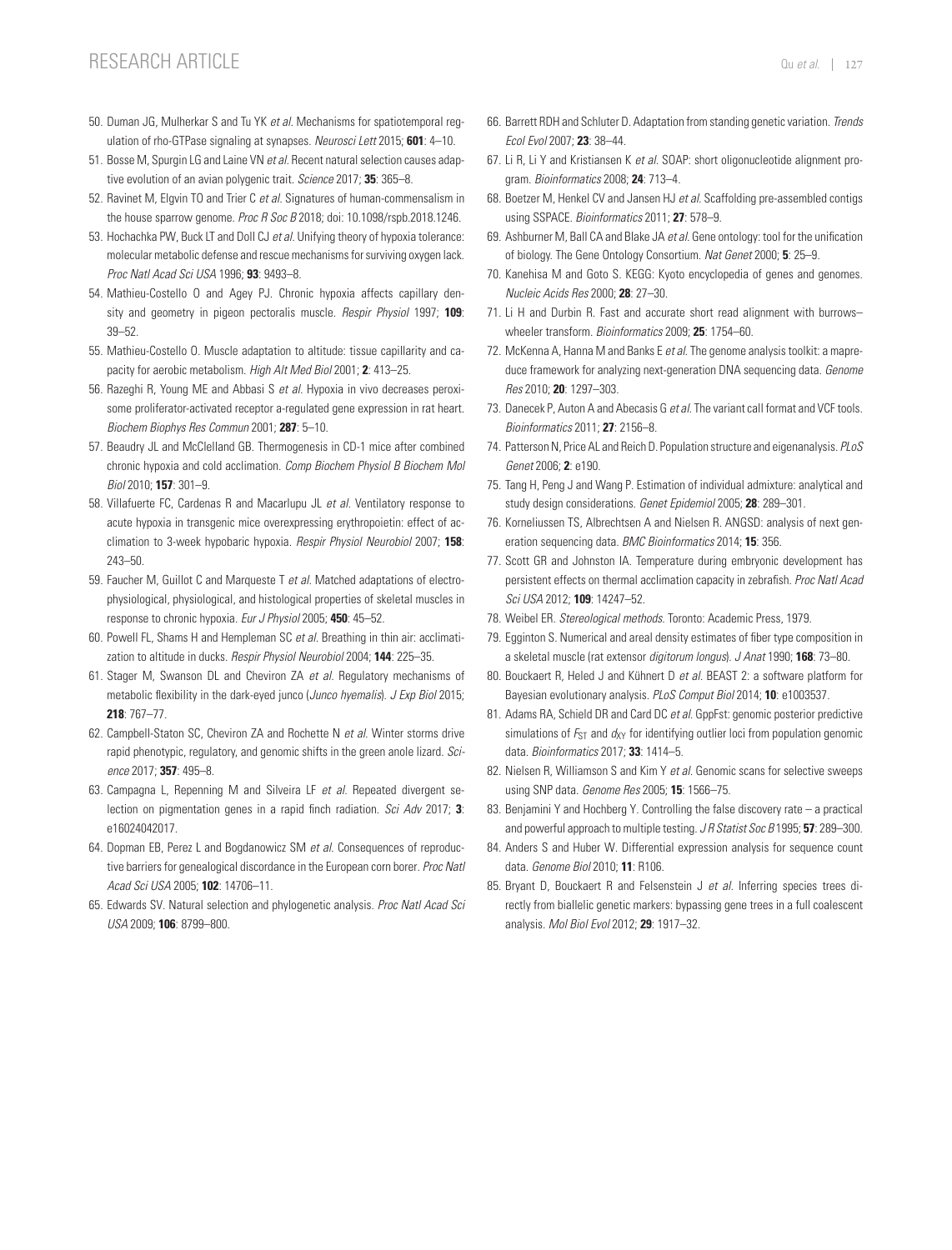50. Duman JG, Mulherkar S and Tu YK *et al.* Mechanisms for spatiotemporal regulation of rho-GTPase signaling at synapses. *Neurosci Lett* 2015; **601**: 4–10.
51. Bosse M, Spurgin LG and Laine VN *et al.* Recent natural selection causes adaptive evolution of an avian polygenic trait. *Science* 2017; **35**: 365–8.
52. Ravinet M, Elgvin TO and Trier C *et al.* Signatures of human-commensalism in the house sparrow genome. *Proc R Soc B* 2018; doi: 10.1098/rspb.2018.1246.
53. Hochachka PW, Buck LT and Doll CJ *et al.* Unifying theory of hypoxia tolerance: molecular metabolic defense and rescue mechanisms for surviving oxygen lack. *Proc Natl Acad Sci USA* 1996; **93**: 9493–8.
54. Mathieu-Costello O and Agey PJ. Chronic hypoxia affects capillary density and geometry in pigeon pectoralis muscle. *Respir Physiol* 1997; **109**: 39–52.
55. Mathieu-Costello O. Muscle adaptation to altitude: tissue capillarity and capacity for aerobic metabolism. *High Alt Med Biol* 2001; **2**: 413–25.
56. Razeghi R, Young ME and Abbasi S *et al.* Hypoxia in vivo decreases peroxisome proliferator-activated receptor a-regulated gene expression in rat heart. *Biochem Biophys Res Commun* 2001; **287**: 5–10.
57. Beaudry JL and McClelland GB. Thermogenesis in CD-1 mice after combined chronic hypoxia and cold acclimation. *Comp Biochem Physiol B Biochem Mol Biol* 2010; **157**: 301–9.
58. Villafuerte FC, Cardenas R and Macarlupu JL *et al.* Ventilatory response to acute hypoxia in transgenic mice overexpressing erythropoietin: effect of acclimation to 3-week hypobaric hypoxia. *Respir Physiol Neurobiol* 2007; **158**: 243–50.
59. Faucher M, Guillot C and Marqueste T *et al.* Matched adaptations of electrophysiological, physiological, and histological properties of skeletal muscles in response to chronic hypoxia. *Eur J Physiol* 2005; **450**: 45–52.
60. Powell FL, Shams H and Hempleman SC *et al.* Breathing in thin air: acclimatization to altitude in ducks. *Respir Physiol Neurobiol* 2004; **144**: 225–35.
61. Stager M, Swanson DL and Cheviron ZA *et al.* Regulatory mechanisms of metabolic flexibility in the dark-eyed junco (*Junco hyemalis*). *J Exp Biol* 2015; **218**: 767–77.
62. Campbell-Staton SC, Cheviron ZA and Rochette N *et al.* Winter storms drive rapid phenotypic, regulatory, and genomic shifts in the green anole lizard. *Science* 2017; **357**: 495–8.
63. Campagna L, Repenning M and Silveira LF *et al.* Repeated divergent selection on pigmentation genes in a rapid finch radiation. *Sci Adv* 2017; **3**: e16024042017.
64. Dopman EB, Perez L and Bogdanowicz SM *et al.* Consequences of reproductive barriers for genealogical discordance in the European corn borer. *Proc Natl Acad Sci USA* 2005; **102**: 14706–11.
65. Edwards SV. Natural selection and phylogenetic analysis. *Proc Natl Acad Sci USA* 2009; **106**: 8799–800.
66. Barrett RDH and Schluter D. Adaptation from standing genetic variation. *Trends Ecol Evol* 2007; **23**: 38–44.
67. Li R, Li Y and Kristiansen K *et al.* SOAP: short oligonucleotide alignment program. *Bioinformatics* 2008; **24**: 713–4.
68. Boetzer M, Henkel CV and Jansen HJ *et al.* Scaffolding pre-assembled contigs using SSPACE. *Bioinformatics* 2011; **27**: 578–9.
69. Ashburner M, Ball CA and Blake JA *et al.* Gene ontology: tool for the unification of biology. The Gene Ontology Consortium. *Nat Genet* 2000; **5**: 25–9.
70. Kanehisa M and Goto S. KEGG: Kyoto encyclopedia of genes and genomes. *Nucleic Acids Res* 2000; **28**: 27–30.
71. Li H and Durbin R. Fast and accurate short read alignment with burrows–wheeler transform. *Bioinformatics* 2009; **25**: 1754–60.
72. McKenna A, Hanna M and Banks E *et al.* The genome analysis toolkit: a mapreduce framework for analyzing next-generation DNA sequencing data. *Genome Res* 2010; **20**: 1297–303.
73. Danecek P, Auton A and Abecasis G *et al.* The variant call format and VCF tools. *Bioinformatics* 2011; **27**: 2156–8.
74. Patterson N, Price AL and Reich D. Population structure and eigenanalysis. *PLoS Genet* 2006; **2**: e190.
75. Tang H, Peng J and Wang P. Estimation of individual admixture: analytical and study design considerations. *Genet Epidemiol* 2005; **28**: 289–301.
76. Korneliussen TS, Albrechtsen A and Nielsen R. ANGSD: analysis of next generation sequencing data. *BMC Bioinformatics* 2014; **15**: 356.
77. Scott GR and Johnston IA. Temperature during embryonic development has persistent effects on thermal acclimation capacity in zebrafish. *Proc Natl Acad Sci USA* 2012; **109**: 14247–52.
78. Weibel ER. *Stereological methods.* Toronto: Academic Press, 1979.
79. Egginton S. Numerical and areal density estimates of fiber type composition in a skeletal muscle (rat extensor *digitorum longus*). *J Anat* 1990; **168**: 73–80.
80. Bouckaert R, Heled J and Kühnert D *et al.* BEAST 2: a software platform for Bayesian evolutionary analysis. *PLoS Comput Biol* 2014; **10**: e1003537.
81. Adams RA, Schield DR and Card DC *et al.* GppFst: genomic posterior predictive simulations of $F_{ST}$ and $d_{XY}$ for identifying outlier loci from population genomic data. *Bioinformatics* 2017; **33**: 1414–5.
82. Nielsen R, Williamson S and Kim Y *et al.* Genomic scans for selective sweeps using SNP data. *Genome Res* 2005; **15**: 1566–75.
83. Benjamini Y and Hochberg Y. Controlling the false discovery rate – a practical and powerful approach to multiple testing. *J R Statist Soc B* 1995; **57**: 289–300.
84. Anders S and Huber W. Differential expression analysis for sequence count data. *Genome Biol* 2010; **11**: R106.
85. Bryant D, Bouckaert R and Felsenstein J *et al.* Inferring species trees directly from biallelic genetic markers: bypassing gene trees in a full coalescent analysis. *Mol Biol Evol* 2012; **29**: 1917–32.